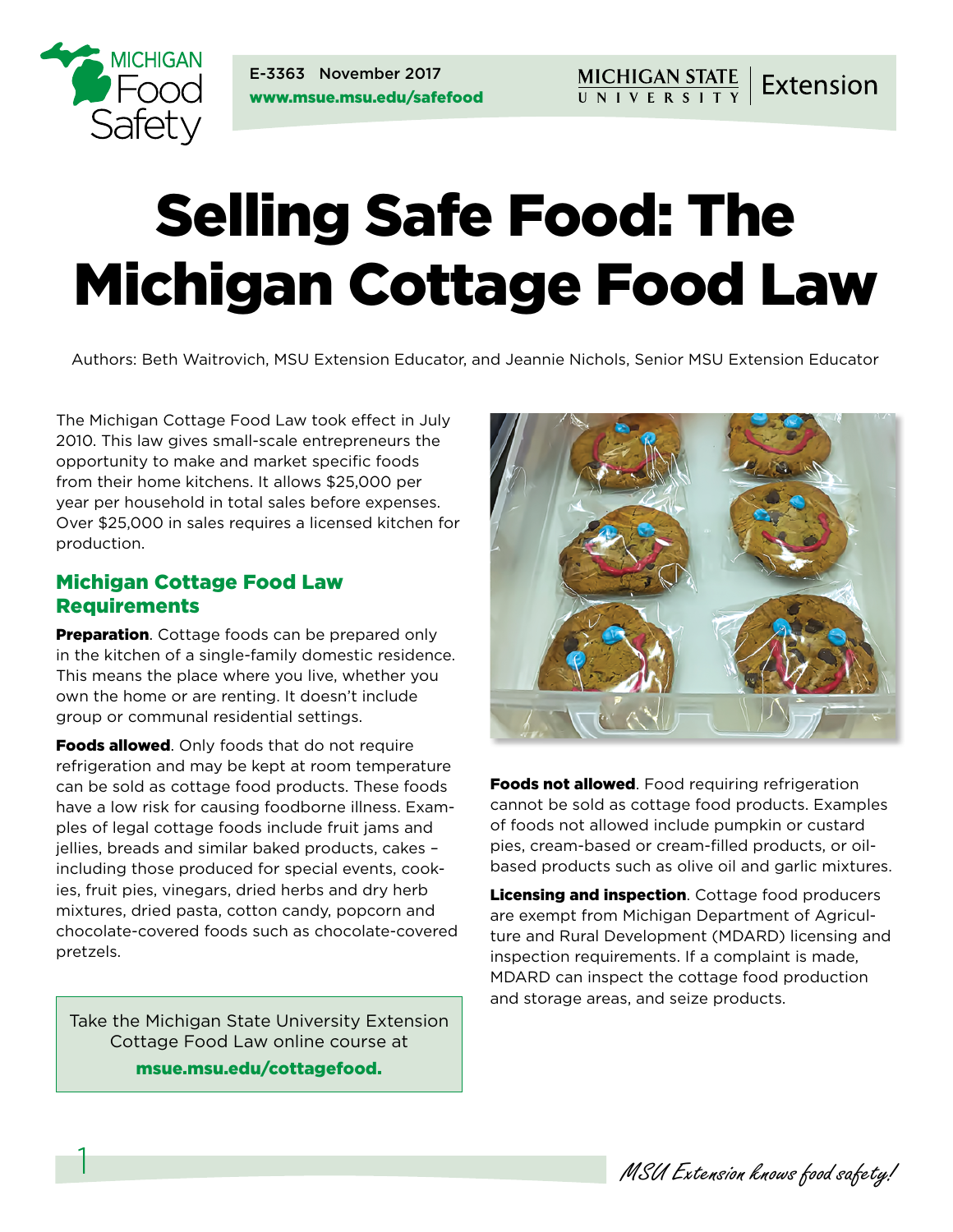E-3363 November 2017
www.msue.msu.edu/safefood

# Selling Safe Food: The Michigan Cottage Food Law

Authors: Beth Waitrovich, MSU Extension Educator, and Jeannie Nichols, Senior MSU Extension Educator

The Michigan Cottage Food Law took effect in July 2010. This law gives small-scale entrepreneurs the opportunity to make and market specific foods from their home kitchens. It allows $25,000 per year per household in total sales before expenses. Over $25,000 in sales requires a licensed kitchen for production.

## Michigan Cottage Food Law Requirements

**Preparation**. Cottage foods can be prepared only in the kitchen of a single-family domestic residence. This means the place where you live, whether you own the home or are renting. It doesn't include group or communal residential settings.

**Foods allowed**. Only foods that do not require refrigeration and may be kept at room temperature can be sold as cottage food products. These foods have a low risk for causing foodborne illness. Examples of legal cottage foods include fruit jams and jellies, breads and similar baked products, cakes – including those produced for special events, cookies, fruit pies, vinegars, dried herbs and dry herb mixtures, dried pasta, cotton candy, popcorn and chocolate-covered foods such as chocolate-covered pretzels.

Take the Michigan State University Extension Cottage Food Law online course at **msue.msu.edu/cottagefood.**

**Foods not allowed**. Food requiring refrigeration cannot be sold as cottage food products. Examples of foods not allowed include pumpkin or custard pies, cream-based or cream-filled products, or oil-based products such as olive oil and garlic mixtures.

**Licensing and inspection**. Cottage food producers are exempt from Michigan Department of Agriculture and Rural Development (MDARD) licensing and inspection requirements. If a complaint is made, MDARD can inspect the cottage food production and storage areas, and seize products.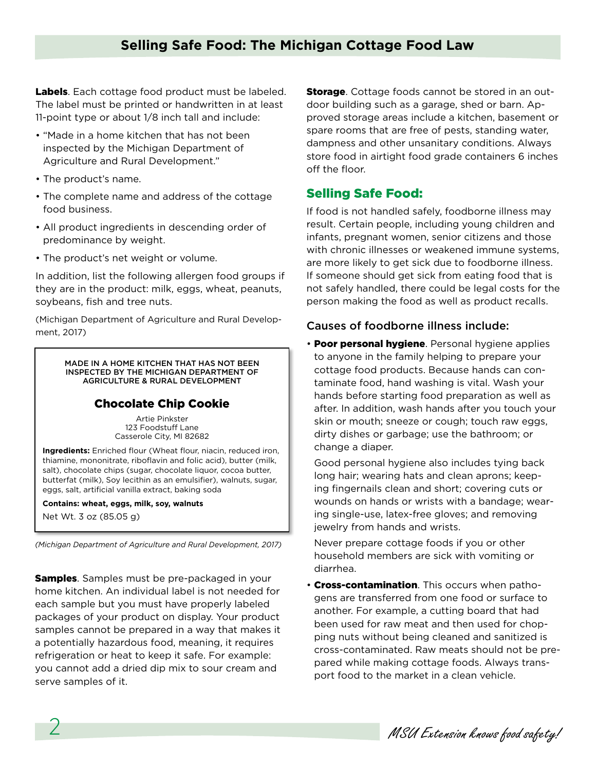**Labels**. Each cottage food product must be labeled. The label must be printed or handwritten in at least 11-point type or about 1/8 inch tall and include:

- "Made in a home kitchen that has not been inspected by the Michigan Department of Agriculture and Rural Development."
- The product's name.
- The complete name and address of the cottage food business.
- All product ingredients in descending order of predominance by weight.
- The product's net weight or volume.

In addition, list the following allergen food groups if they are in the product: milk, eggs, wheat, peanuts, soybeans, fish and tree nuts.

(Michigan Department of Agriculture and Rural Development, 2017)

MADE IN A HOME KITCHEN THAT HAS NOT BEEN INSPECTED BY THE MICHIGAN DEPARTMENT OF AGRICULTURE & RURAL DEVELOPMENT

**Chocolate Chip Cookie**

Artie Pinkster
123 Foodstuff Lane
Casserole City, MI 82682

**Ingredients:** Enriched flour (Wheat flour, niacin, reduced iron, thiamine, mononitrate, riboflavin and folic acid), butter (milk, salt), chocolate chips (sugar, chocolate liquor, cocoa butter, butterfat (milk), Soy lecithin as an emulsifier), walnuts, sugar, eggs, salt, artificial vanilla extract, baking soda

**Contains: wheat, eggs, milk, soy, walnuts**

Net Wt. 3 oz (85.05 g)

*(Michigan Department of Agriculture and Rural Development, 2017)*

**Samples**. Samples must be pre-packaged in your home kitchen. An individual label is not needed for each sample but you must have properly labeled packages of your product on display. Your product samples cannot be prepared in a way that makes it a potentially hazardous food, meaning, it requires refrigeration or heat to keep it safe. For example: you cannot add a dried dip mix to sour cream and serve samples of it.

**Storage**. Cottage foods cannot be stored in an outdoor building such as a garage, shed or barn. Approved storage areas include a kitchen, basement or spare rooms that are free of pests, standing water, dampness and other unsanitary conditions. Always store food in airtight food grade containers 6 inches off the floor.

## Selling Safe Food:

If food is not handled safely, foodborne illness may result. Certain people, including young children and infants, pregnant women, senior citizens and those with chronic illnesses or weakened immune systems, are more likely to get sick due to foodborne illness. If someone should get sick from eating food that is not safely handled, there could be legal costs for the person making the food as well as product recalls.

### Causes of foodborne illness include:

- **Poor personal hygiene**. Personal hygiene applies to anyone in the family helping to prepare your cottage food products. Because hands can contaminate food, hand washing is vital. Wash your hands before starting food preparation as well as after. In addition, wash hands after you touch your skin or mouth; sneeze or cough; touch raw eggs, dirty dishes or garbage; use the bathroom; or change a diaper.

  Good personal hygiene also includes tying back long hair; wearing hats and clean aprons; keeping fingernails clean and short; covering cuts or wounds on hands or wrists with a bandage; wearing single-use, latex-free gloves; and removing jewelry from hands and wrists.

  Never prepare cottage foods if you or other household members are sick with vomiting or diarrhea.

- **Cross-contamination**. This occurs when pathogens are transferred from one food or surface to another. For example, a cutting board that had been used for raw meat and then used for chopping nuts without being cleaned and sanitized is cross-contaminated. Raw meats should not be prepared while making cottage foods. Always transport food to the market in a clean vehicle.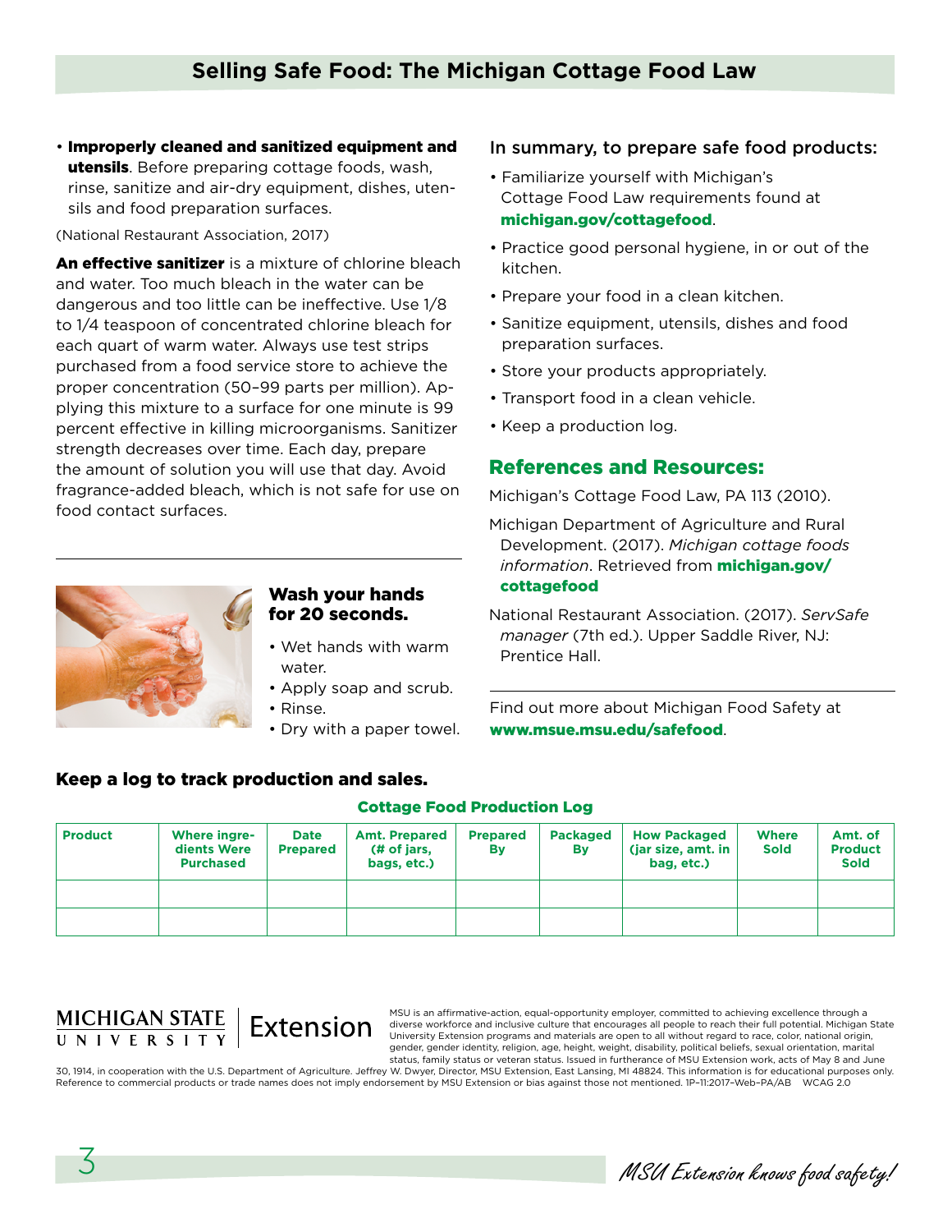- **Improperly cleaned and sanitized equipment and utensils**. Before preparing cottage foods, wash, rinse, sanitize and air-dry equipment, dishes, utensils and food preparation surfaces.

(National Restaurant Association, 2017)

**An effective sanitizer** is a mixture of chlorine bleach and water. Too much bleach in the water can be dangerous and too little can be ineffective. Use 1/8 to 1/4 teaspoon of concentrated chlorine bleach for each quart of warm water. Always use test strips purchased from a food service store to achieve the proper concentration (50–99 parts per million). Applying this mixture to a surface for one minute is 99 percent effective in killing microorganisms. Sanitizer strength decreases over time. Each day, prepare the amount of solution you will use that day. Avoid fragrance-added bleach, which is not safe for use on food contact surfaces.

### Wash your hands for 20 seconds.

- Wet hands with warm water.
- Apply soap and scrub.
- Rinse.
- Dry with a paper towel.

### In summary, to prepare safe food products:

- Familiarize yourself with Michigan's Cottage Food Law requirements found at **michigan.gov/cottagefood**.
- Practice good personal hygiene, in or out of the kitchen.
- Prepare your food in a clean kitchen.
- Sanitize equipment, utensils, dishes and food preparation surfaces.
- Store your products appropriately.
- Transport food in a clean vehicle.
- Keep a production log.

## References and Resources:

Michigan's Cottage Food Law, PA 113 (2010).

Michigan Department of Agriculture and Rural Development. (2017). *Michigan cottage foods information*. Retrieved from **michigan.gov/cottagefood**

National Restaurant Association. (2017). *ServSafe manager* (7th ed.). Upper Saddle River, NJ: Prentice Hall.

Find out more about Michigan Food Safety at **www.msue.msu.edu/safefood**.

### Keep a log to track production and sales.

**Cottage Food Production Log**

| Product | Where ingredients Were Purchased | Date Prepared | Amt. Prepared (# of jars, bags, etc.) | Prepared By | Packaged By | How Packaged (jar size, amt. in bag, etc.) | Where Sold | Amt. of Product Sold |
|---|---|---|---|---|---|---|---|---|
| | | | | | | | | |
| | | | | | | | | |

MICHIGAN STATE UNIVERSITY | Extension

MSU is an affirmative-action, equal-opportunity employer, committed to achieving excellence through a diverse workforce and inclusive culture that encourages all people to reach their full potential. Michigan State University Extension programs and materials are open to all without regard to race, color, national origin, gender, gender identity, religion, age, height, weight, disability, political beliefs, sexual orientation, marital status, family status or veteran status. Issued in furtherance of MSU Extension work, acts of May 8 and June 30, 1914, in cooperation with the U.S. Department of Agriculture. Jeffrey W. Dwyer, Director, MSU Extension, East Lansing, MI 48824. This information is for educational purposes only. Reference to commercial products or trade names does not imply endorsement by MSU Extension or bias against those not mentioned. 1P–11:2017–Web–PA/AB WCAG 2.0

*MSU Extension knows food safety!*